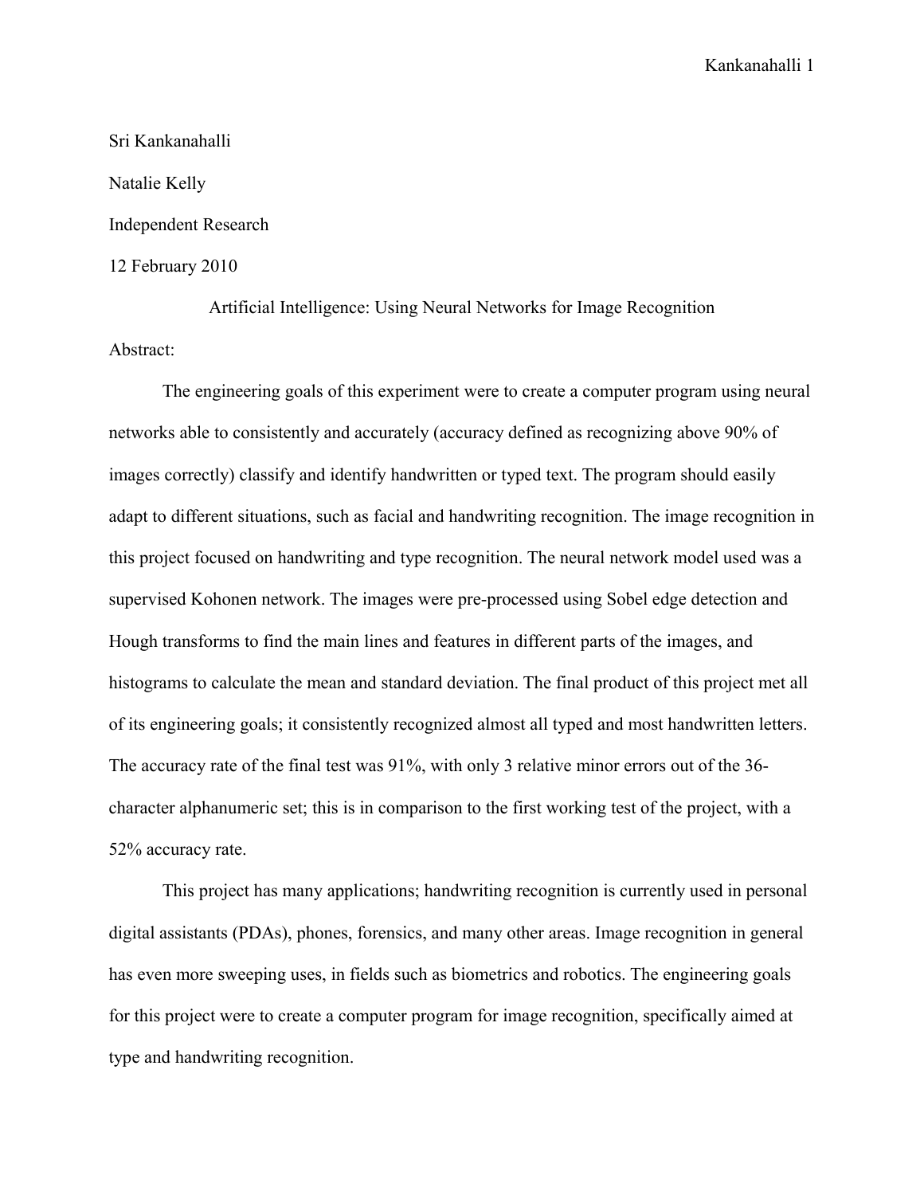Sri Kankanahalli

Natalie Kelly

Independent Research

12 February 2010

# Artificial Intelligence: Using Neural Networks for Image Recognition

## Abstract:

The engineering goals of this experiment were to create a computer program using neural networks able to consistently and accurately (accuracy defined as recognizing above 90% of images correctly) classify and identify handwritten or typed text. The program should easily adapt to different situations, such as facial and handwriting recognition. The image recognition in this project focused on handwriting and type recognition. The neural network model used was a supervised Kohonen network. The images were pre-processed using Sobel edge detection and Hough transforms to find the main lines and features in different parts of the images, and histograms to calculate the mean and standard deviation. The final product of this project met all of its engineering goals; it consistently recognized almost all typed and most handwritten letters. The accuracy rate of the final test was 91%, with only 3 relative minor errors out of the 36-character alphanumeric set; this is in comparison to the first working test of the project, with a 52% accuracy rate.

This project has many applications; handwriting recognition is currently used in personal digital assistants (PDAs), phones, forensics, and many other areas. Image recognition in general has even more sweeping uses, in fields such as biometrics and robotics. The engineering goals for this project were to create a computer program for image recognition, specifically aimed at type and handwriting recognition.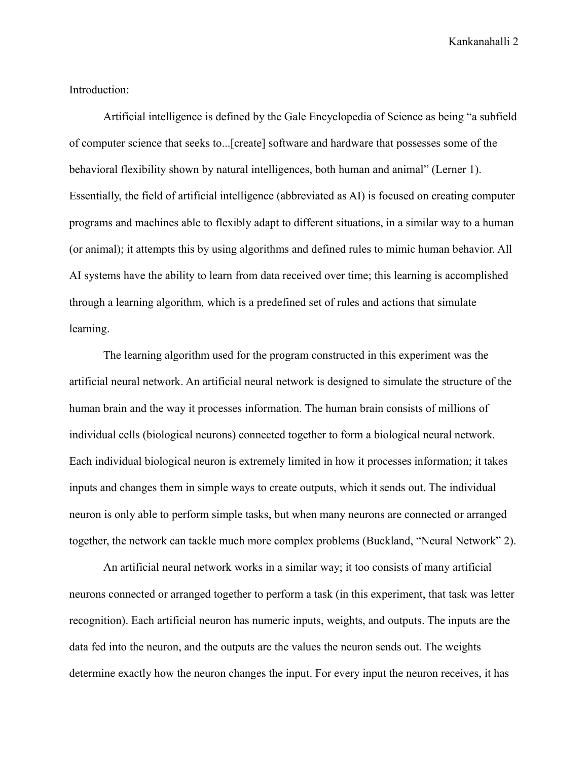Introduction:

Artificial intelligence is defined by the Gale Encyclopedia of Science as being “a subfield of computer science that seeks to...[create] software and hardware that possesses some of the behavioral flexibility shown by natural intelligences, both human and animal” (Lerner 1). Essentially, the field of artificial intelligence (abbreviated as AI) is focused on creating computer programs and machines able to flexibly adapt to different situations, in a similar way to a human (or animal); it attempts this by using algorithms and defined rules to mimic human behavior. All AI systems have the ability to learn from data received over time; this learning is accomplished through a learning algorithm*,* which is a predefined set of rules and actions that simulate learning.

The learning algorithm used for the program constructed in this experiment was the artificial neural network. An artificial neural network is designed to simulate the structure of the human brain and the way it processes information. The human brain consists of millions of individual cells (biological neurons) connected together to form a biological neural network. Each individual biological neuron is extremely limited in how it processes information; it takes inputs and changes them in simple ways to create outputs, which it sends out. The individual neuron is only able to perform simple tasks, but when many neurons are connected or arranged together, the network can tackle much more complex problems (Buckland, “Neural Network” 2).

An artificial neural network works in a similar way; it too consists of many artificial neurons connected or arranged together to perform a task (in this experiment, that task was letter recognition). Each artificial neuron has numeric inputs, weights, and outputs. The inputs are the data fed into the neuron, and the outputs are the values the neuron sends out. The weights determine exactly how the neuron changes the input. For every input the neuron receives, it has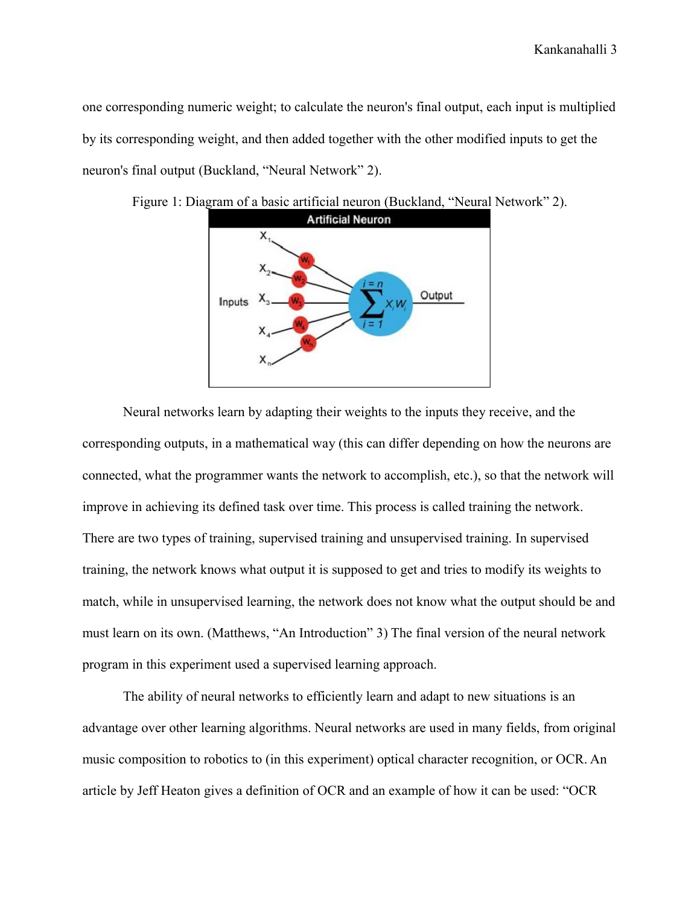one corresponding numeric weight; to calculate the neuron's final output, each input is multiplied by its corresponding weight, and then added together with the other modified inputs to get the neuron's final output (Buckland, "Neural Network" 2).

Figure 1: Diagram of a basic artificial neuron (Buckland, "Neural Network" 2).

Neural networks learn by adapting their weights to the inputs they receive, and the corresponding outputs, in a mathematical way (this can differ depending on how the neurons are connected, what the programmer wants the network to accomplish, etc.), so that the network will improve in achieving its defined task over time. This process is called training the network. There are two types of training, supervised training and unsupervised training. In supervised training, the network knows what output it is supposed to get and tries to modify its weights to match, while in unsupervised learning, the network does not know what the output should be and must learn on its own. (Matthews, "An Introduction" 3) The final version of the neural network program in this experiment used a supervised learning approach.

The ability of neural networks to efficiently learn and adapt to new situations is an advantage over other learning algorithms. Neural networks are used in many fields, from original music composition to robotics to (in this experiment) optical character recognition, or OCR. An article by Jeff Heaton gives a definition of OCR and an example of how it can be used: "OCR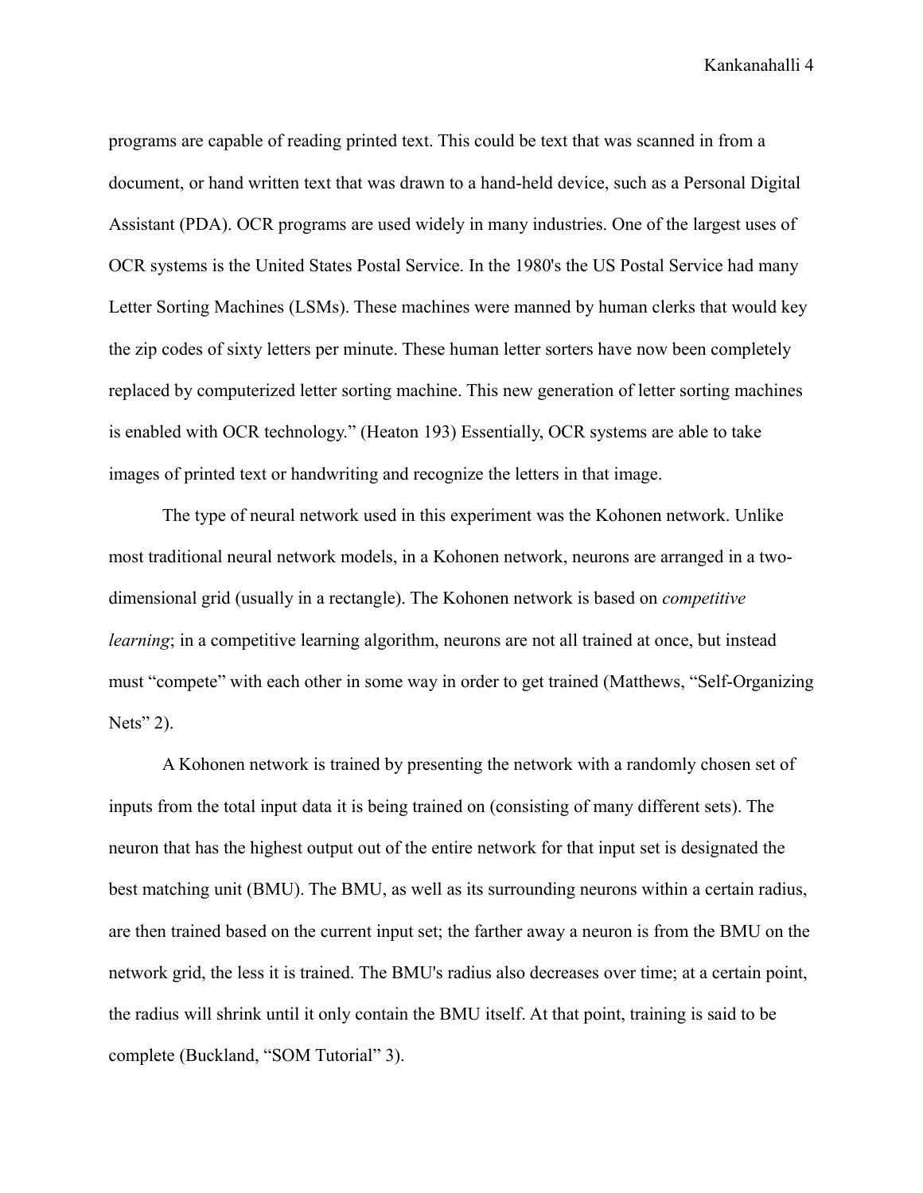programs are capable of reading printed text. This could be text that was scanned in from a document, or hand written text that was drawn to a hand-held device, such as a Personal Digital Assistant (PDA). OCR programs are used widely in many industries. One of the largest uses of OCR systems is the United States Postal Service. In the 1980's the US Postal Service had many Letter Sorting Machines (LSMs). These machines were manned by human clerks that would key the zip codes of sixty letters per minute. These human letter sorters have now been completely replaced by computerized letter sorting machine. This new generation of letter sorting machines is enabled with OCR technology." (Heaton 193) Essentially, OCR systems are able to take images of printed text or handwriting and recognize the letters in that image.

The type of neural network used in this experiment was the Kohonen network. Unlike most traditional neural network models, in a Kohonen network, neurons are arranged in a two-dimensional grid (usually in a rectangle). The Kohonen network is based on *competitive learning*; in a competitive learning algorithm, neurons are not all trained at once, but instead must "compete" with each other in some way in order to get trained (Matthews, "Self-Organizing Nets" 2).

A Kohonen network is trained by presenting the network with a randomly chosen set of inputs from the total input data it is being trained on (consisting of many different sets). The neuron that has the highest output out of the entire network for that input set is designated the best matching unit (BMU). The BMU, as well as its surrounding neurons within a certain radius, are then trained based on the current input set; the farther away a neuron is from the BMU on the network grid, the less it is trained. The BMU's radius also decreases over time; at a certain point, the radius will shrink until it only contain the BMU itself. At that point, training is said to be complete (Buckland, "SOM Tutorial" 3).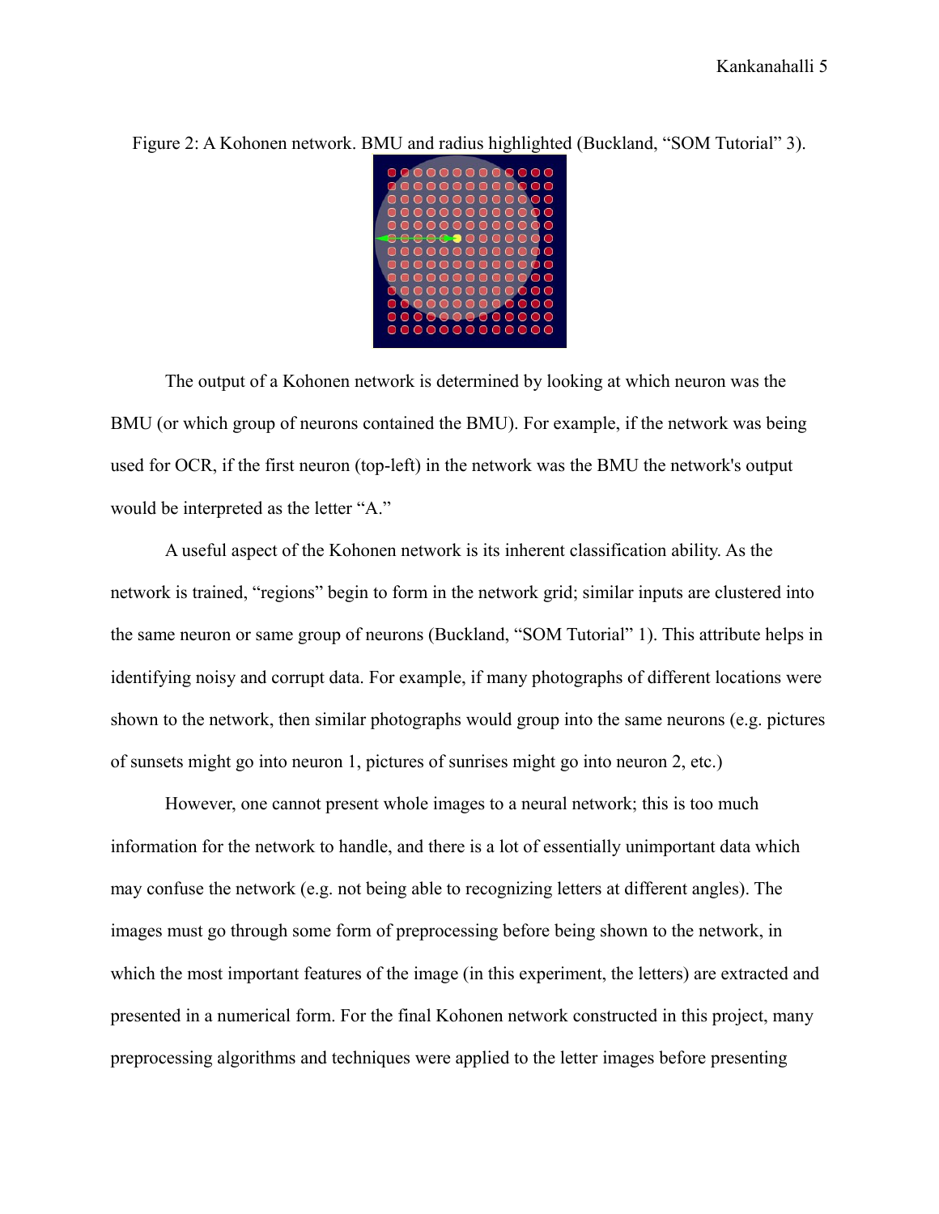Figure 2: A Kohonen network. BMU and radius highlighted (Buckland, "SOM Tutorial" 3).

The output of a Kohonen network is determined by looking at which neuron was the BMU (or which group of neurons contained the BMU). For example, if the network was being used for OCR, if the first neuron (top-left) in the network was the BMU the network's output would be interpreted as the letter "A."

A useful aspect of the Kohonen network is its inherent classification ability. As the network is trained, "regions" begin to form in the network grid; similar inputs are clustered into the same neuron or same group of neurons (Buckland, "SOM Tutorial" 1). This attribute helps in identifying noisy and corrupt data. For example, if many photographs of different locations were shown to the network, then similar photographs would group into the same neurons (e.g. pictures of sunsets might go into neuron 1, pictures of sunrises might go into neuron 2, etc.)

However, one cannot present whole images to a neural network; this is too much information for the network to handle, and there is a lot of essentially unimportant data which may confuse the network (e.g. not being able to recognizing letters at different angles). The images must go through some form of preprocessing before being shown to the network, in which the most important features of the image (in this experiment, the letters) are extracted and presented in a numerical form. For the final Kohonen network constructed in this project, many preprocessing algorithms and techniques were applied to the letter images before presenting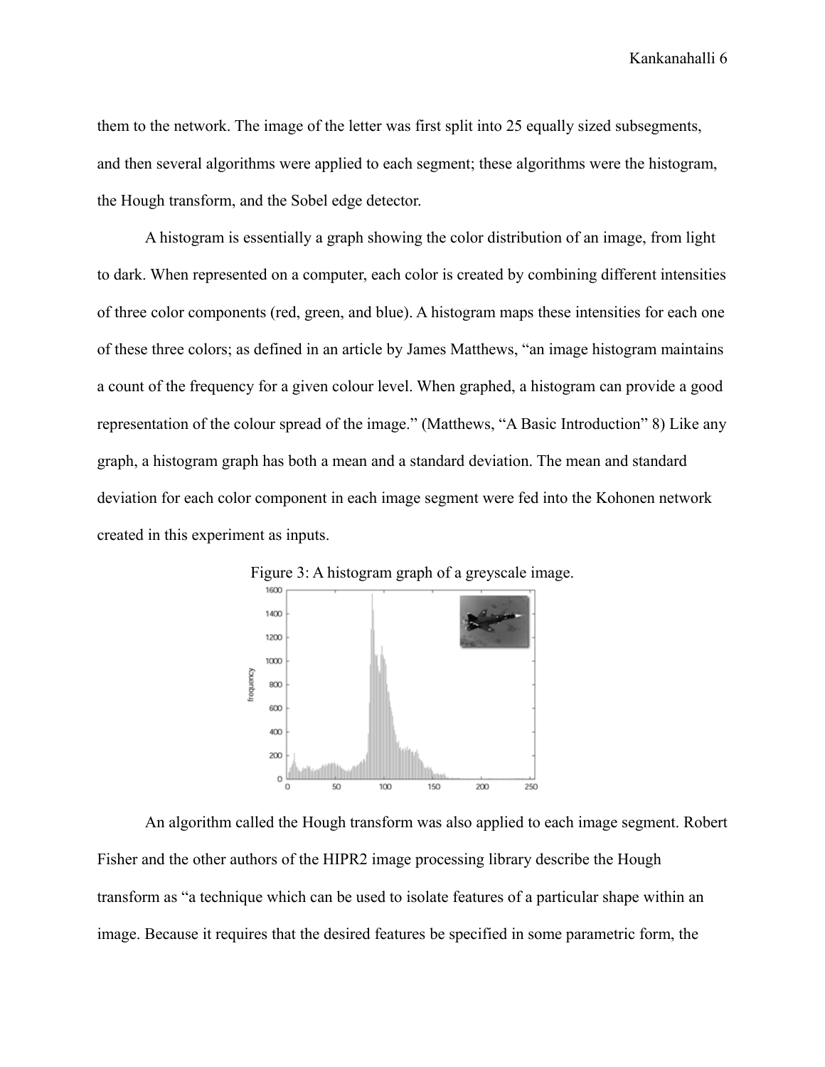them to the network. The image of the letter was first split into 25 equally sized subsegments, and then several algorithms were applied to each segment; these algorithms were the histogram, the Hough transform, and the Sobel edge detector.

A histogram is essentially a graph showing the color distribution of an image, from light to dark. When represented on a computer, each color is created by combining different intensities of three color components (red, green, and blue). A histogram maps these intensities for each one of these three colors; as defined in an article by James Matthews, "an image histogram maintains a count of the frequency for a given colour level. When graphed, a histogram can provide a good representation of the colour spread of the image." (Matthews, "A Basic Introduction" 8) Like any graph, a histogram graph has both a mean and a standard deviation. The mean and standard deviation for each color component in each image segment were fed into the Kohonen network created in this experiment as inputs.

Figure 3: A histogram graph of a greyscale image.

An algorithm called the Hough transform was also applied to each image segment. Robert Fisher and the other authors of the HIPR2 image processing library describe the Hough transform as "a technique which can be used to isolate features of a particular shape within an image. Because it requires that the desired features be specified in some parametric form, the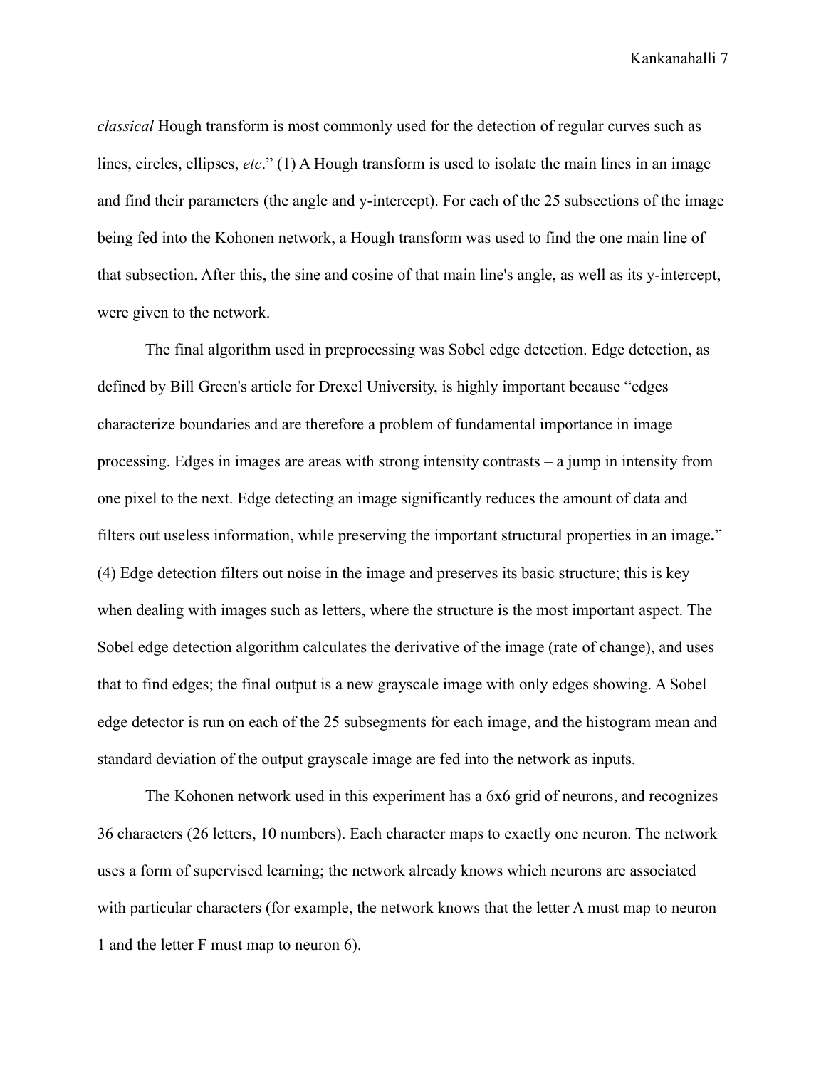*classical* Hough transform is most commonly used for the detection of regular curves such as lines, circles, ellipses, *etc*." (1) A Hough transform is used to isolate the main lines in an image and find their parameters (the angle and y-intercept). For each of the 25 subsections of the image being fed into the Kohonen network, a Hough transform was used to find the one main line of that subsection. After this, the sine and cosine of that main line's angle, as well as its y-intercept, were given to the network.

The final algorithm used in preprocessing was Sobel edge detection. Edge detection, as defined by Bill Green's article for Drexel University, is highly important because "edges characterize boundaries and are therefore a problem of fundamental importance in image processing. Edges in images are areas with strong intensity contrasts – a jump in intensity from one pixel to the next. Edge detecting an image significantly reduces the amount of data and filters out useless information, while preserving the important structural properties in an image." (4) Edge detection filters out noise in the image and preserves its basic structure; this is key when dealing with images such as letters, where the structure is the most important aspect. The Sobel edge detection algorithm calculates the derivative of the image (rate of change), and uses that to find edges; the final output is a new grayscale image with only edges showing. A Sobel edge detector is run on each of the 25 subsegments for each image, and the histogram mean and standard deviation of the output grayscale image are fed into the network as inputs.

The Kohonen network used in this experiment has a 6x6 grid of neurons, and recognizes 36 characters (26 letters, 10 numbers). Each character maps to exactly one neuron. The network uses a form of supervised learning; the network already knows which neurons are associated with particular characters (for example, the network knows that the letter A must map to neuron 1 and the letter F must map to neuron 6).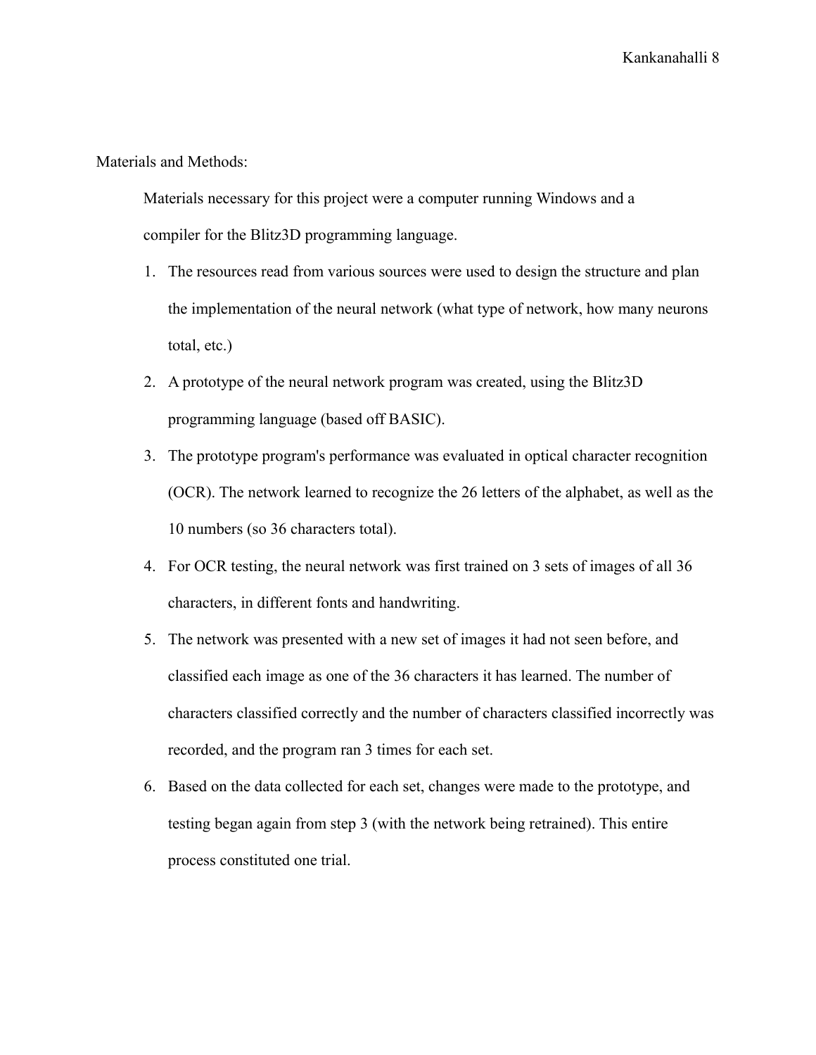Materials and Methods:

Materials necessary for this project were a computer running Windows and a compiler for the Blitz3D programming language.

1. The resources read from various sources were used to design the structure and plan the implementation of the neural network (what type of network, how many neurons total, etc.)
2. A prototype of the neural network program was created, using the Blitz3D programming language (based off BASIC).
3. The prototype program's performance was evaluated in optical character recognition (OCR). The network learned to recognize the 26 letters of the alphabet, as well as the 10 numbers (so 36 characters total).
4. For OCR testing, the neural network was first trained on 3 sets of images of all 36 characters, in different fonts and handwriting.
5. The network was presented with a new set of images it had not seen before, and classified each image as one of the 36 characters it has learned. The number of characters classified correctly and the number of characters classified incorrectly was recorded, and the program ran 3 times for each set.
6. Based on the data collected for each set, changes were made to the prototype, and testing began again from step 3 (with the network being retrained). This entire process constituted one trial.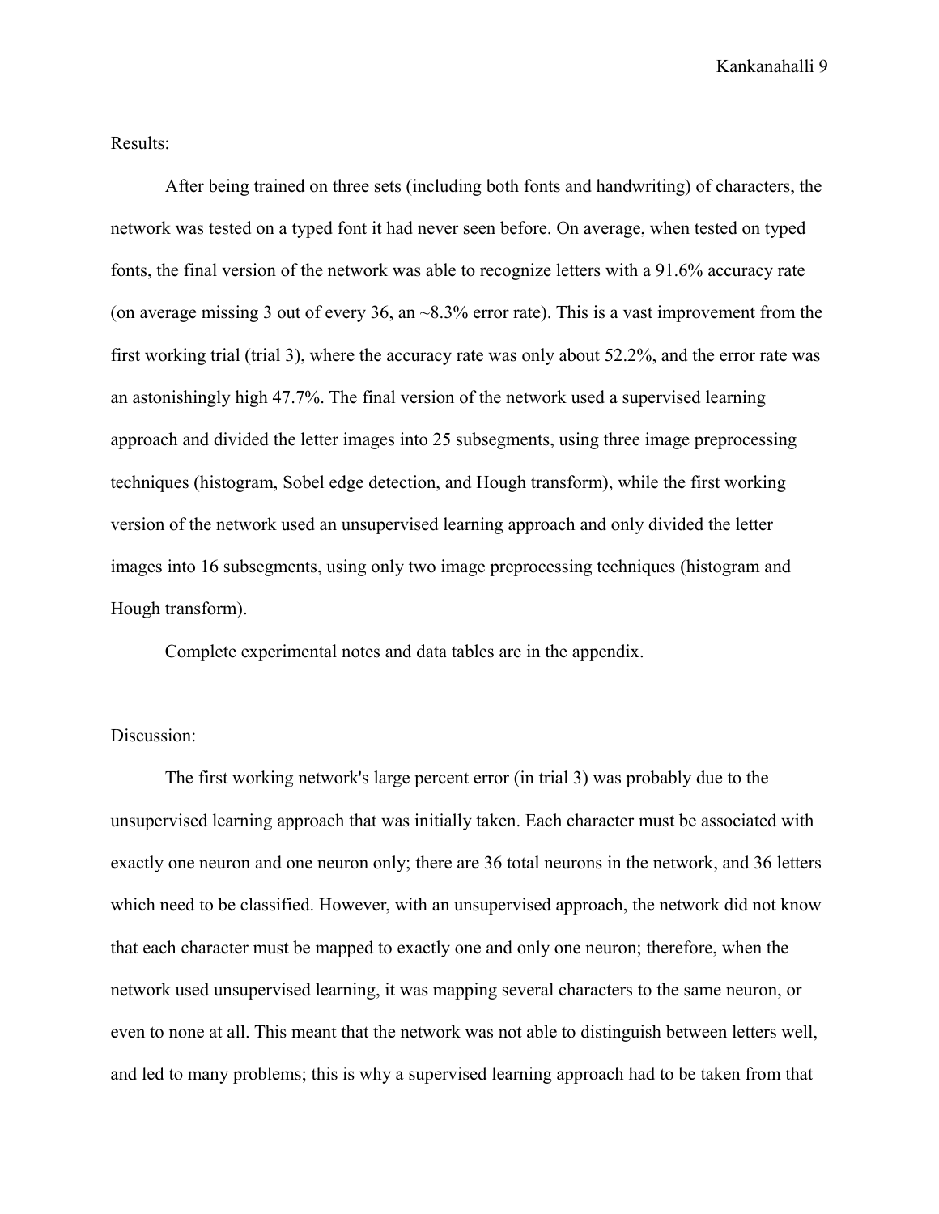Results:

After being trained on three sets (including both fonts and handwriting) of characters, the network was tested on a typed font it had never seen before. On average, when tested on typed fonts, the final version of the network was able to recognize letters with a 91.6% accuracy rate (on average missing 3 out of every 36, an ~8.3% error rate). This is a vast improvement from the first working trial (trial 3), where the accuracy rate was only about 52.2%, and the error rate was an astonishingly high 47.7%. The final version of the network used a supervised learning approach and divided the letter images into 25 subsegments, using three image preprocessing techniques (histogram, Sobel edge detection, and Hough transform), while the first working version of the network used an unsupervised learning approach and only divided the letter images into 16 subsegments, using only two image preprocessing techniques (histogram and Hough transform).

Complete experimental notes and data tables are in the appendix.

Discussion:

The first working network's large percent error (in trial 3) was probably due to the unsupervised learning approach that was initially taken. Each character must be associated with exactly one neuron and one neuron only; there are 36 total neurons in the network, and 36 letters which need to be classified. However, with an unsupervised approach, the network did not know that each character must be mapped to exactly one and only one neuron; therefore, when the network used unsupervised learning, it was mapping several characters to the same neuron, or even to none at all. This meant that the network was not able to distinguish between letters well, and led to many problems; this is why a supervised learning approach had to be taken from that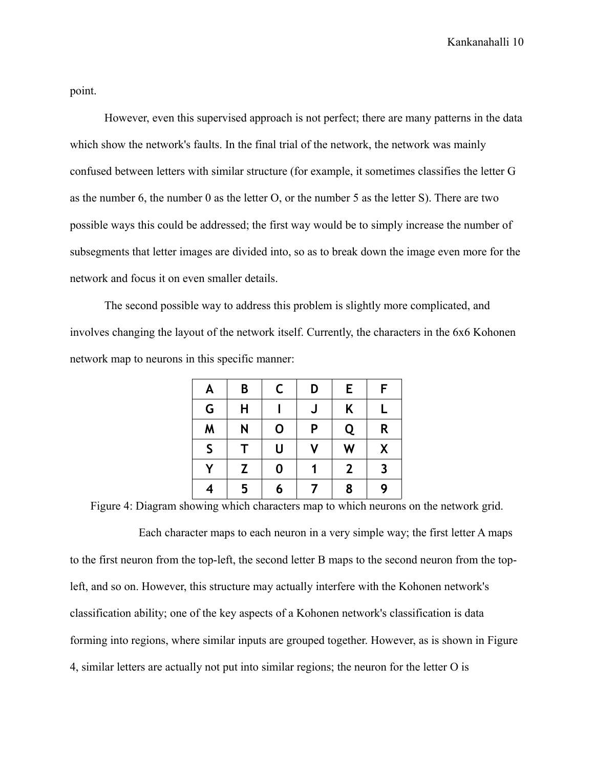point.

However, even this supervised approach is not perfect; there are many patterns in the data which show the network's faults. In the final trial of the network, the network was mainly confused between letters with similar structure (for example, it sometimes classifies the letter G as the number 6, the number 0 as the letter O, or the number 5 as the letter S). There are two possible ways this could be addressed; the first way would be to simply increase the number of subsegments that letter images are divided into, so as to break down the image even more for the network and focus it on even smaller details.

The second possible way to address this problem is slightly more complicated, and involves changing the layout of the network itself. Currently, the characters in the 6x6 Kohonen network map to neurons in this specific manner:

| A | B | C | D | E | F |
|---|---|---|---|---|---|
| G | H | I | J | K | L |
| M | N | O | P | Q | R |
| S | T | U | V | W | X |
| Y | Z | 0 | 1 | 2 | 3 |
| 4 | 5 | 6 | 7 | 8 | 9 |

Figure 4: Diagram showing which characters map to which neurons on the network grid.

Each character maps to each neuron in a very simple way; the first letter A maps to the first neuron from the top-left, the second letter B maps to the second neuron from the top-left, and so on. However, this structure may actually interfere with the Kohonen network's classification ability; one of the key aspects of a Kohonen network's classification is data forming into regions, where similar inputs are grouped together. However, as is shown in Figure 4, similar letters are actually not put into similar regions; the neuron for the letter O is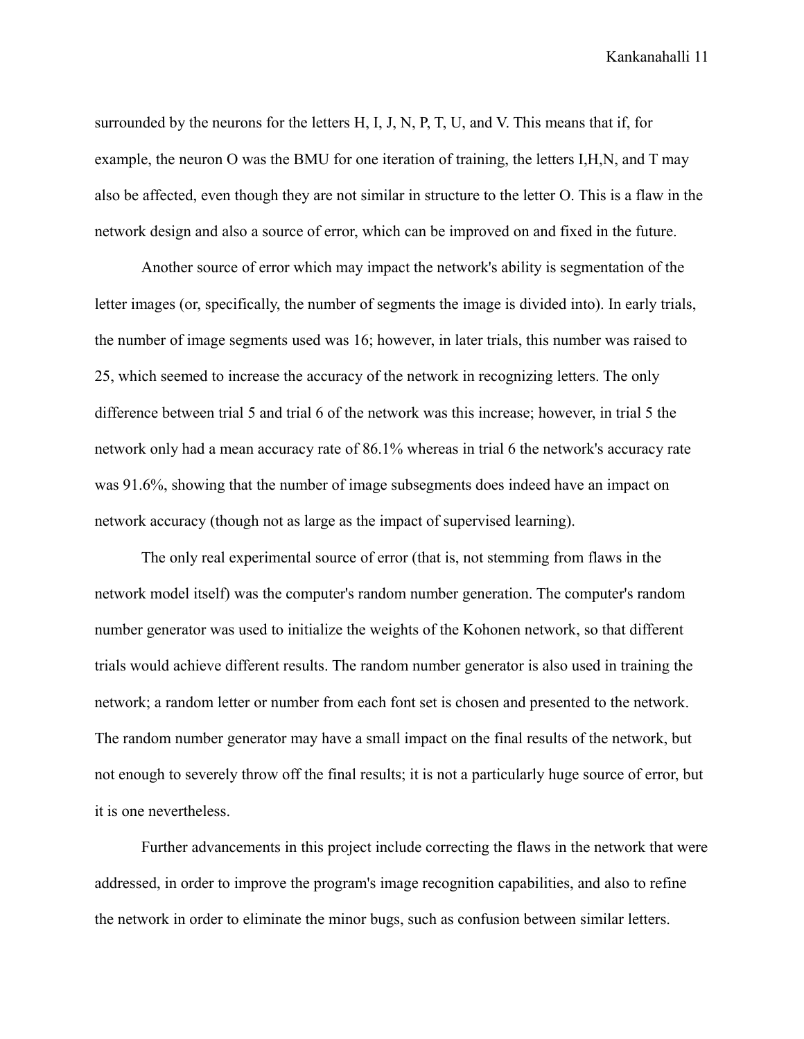surrounded by the neurons for the letters H, I, J, N, P, T, U, and V. This means that if, for example, the neuron O was the BMU for one iteration of training, the letters I,H,N, and T may also be affected, even though they are not similar in structure to the letter O. This is a flaw in the network design and also a source of error, which can be improved on and fixed in the future.

Another source of error which may impact the network's ability is segmentation of the letter images (or, specifically, the number of segments the image is divided into). In early trials, the number of image segments used was 16; however, in later trials, this number was raised to 25, which seemed to increase the accuracy of the network in recognizing letters. The only difference between trial 5 and trial 6 of the network was this increase; however, in trial 5 the network only had a mean accuracy rate of 86.1% whereas in trial 6 the network's accuracy rate was 91.6%, showing that the number of image subsegments does indeed have an impact on network accuracy (though not as large as the impact of supervised learning).

The only real experimental source of error (that is, not stemming from flaws in the network model itself) was the computer's random number generation. The computer's random number generator was used to initialize the weights of the Kohonen network, so that different trials would achieve different results. The random number generator is also used in training the network; a random letter or number from each font set is chosen and presented to the network. The random number generator may have a small impact on the final results of the network, but not enough to severely throw off the final results; it is not a particularly huge source of error, but it is one nevertheless.

Further advancements in this project include correcting the flaws in the network that were addressed, in order to improve the program's image recognition capabilities, and also to refine the network in order to eliminate the minor bugs, such as confusion between similar letters.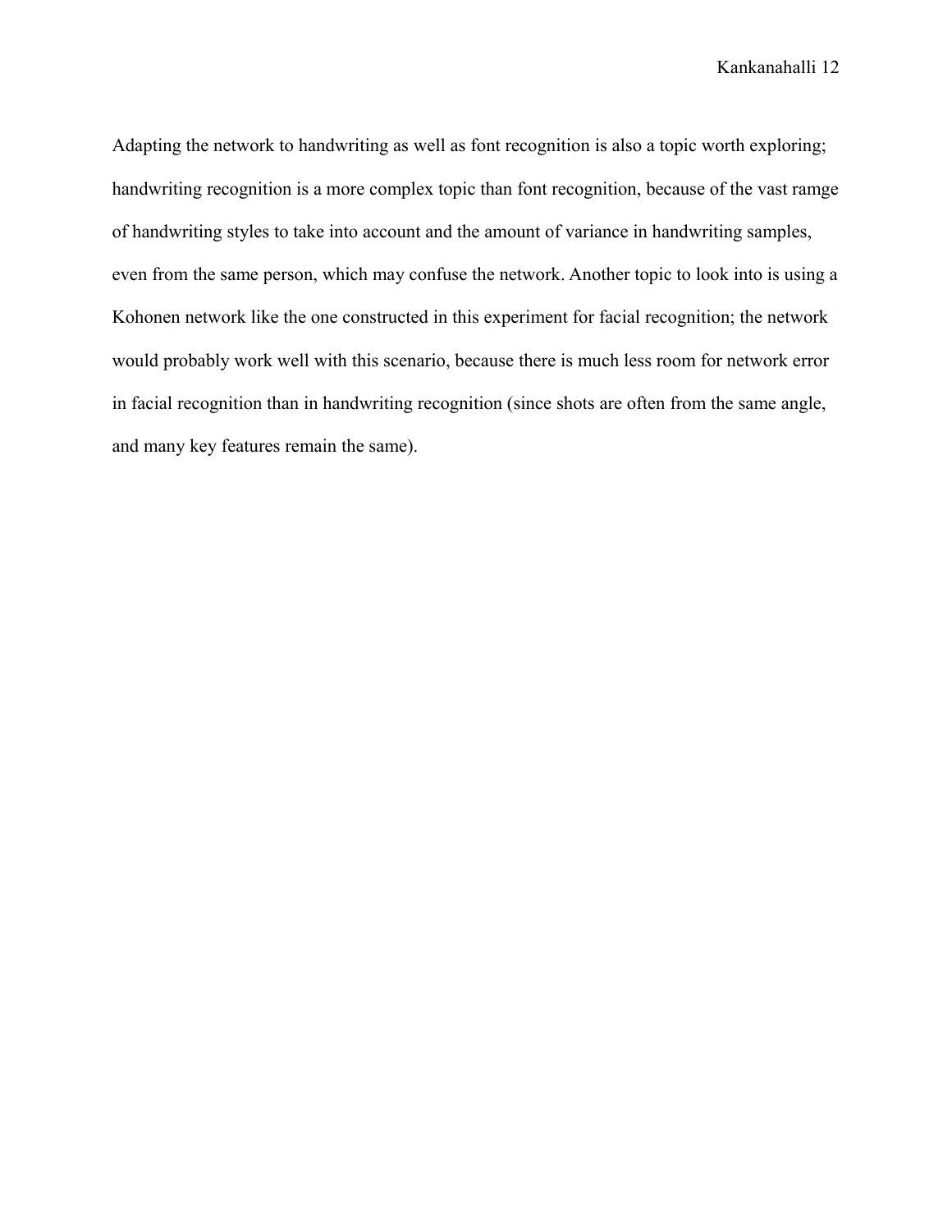Adapting the network to handwriting as well as font recognition is also a topic worth exploring; handwriting recognition is a more complex topic than font recognition, because of the vast ramge of handwriting styles to take into account and the amount of variance in handwriting samples, even from the same person, which may confuse the network. Another topic to look into is using a Kohonen network like the one constructed in this experiment for facial recognition; the network would probably work well with this scenario, because there is much less room for network error in facial recognition than in handwriting recognition (since shots are often from the same angle, and many key features remain the same).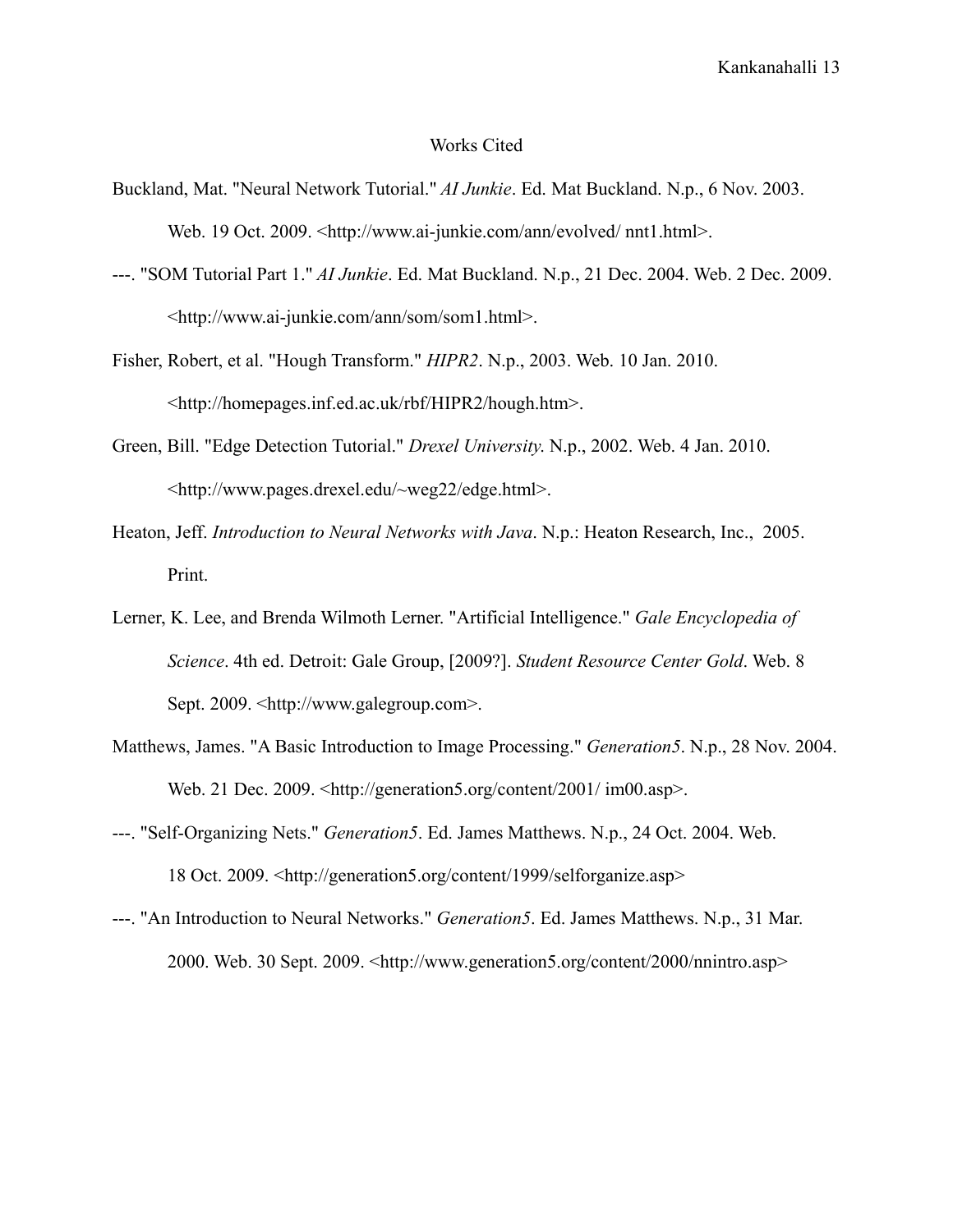# Works Cited

Buckland, Mat. "Neural Network Tutorial." *AI Junkie*. Ed. Mat Buckland. N.p., 6 Nov. 2003. Web. 19 Oct. 2009. <http://www.ai-junkie.com/ann/evolved/ nnt1.html>.

---. "SOM Tutorial Part 1." *AI Junkie*. Ed. Mat Buckland. N.p., 21 Dec. 2004. Web. 2 Dec. 2009. <http://www.ai-junkie.com/ann/som/som1.html>.

Fisher, Robert, et al. "Hough Transform." *HIPR2*. N.p., 2003. Web. 10 Jan. 2010. <http://homepages.inf.ed.ac.uk/rbf/HIPR2/hough.htm>.

Green, Bill. "Edge Detection Tutorial." *Drexel University*. N.p., 2002. Web. 4 Jan. 2010. <http://www.pages.drexel.edu/~weg22/edge.html>.

Heaton, Jeff. *Introduction to Neural Networks with Java*. N.p.: Heaton Research, Inc., 2005. Print.

Lerner, K. Lee, and Brenda Wilmoth Lerner. "Artificial Intelligence." *Gale Encyclopedia of Science*. 4th ed. Detroit: Gale Group, [2009?]. *Student Resource Center Gold*. Web. 8 Sept. 2009. <http://www.galegroup.com>.

Matthews, James. "A Basic Introduction to Image Processing." *Generation5*. N.p., 28 Nov. 2004. Web. 21 Dec. 2009. <http://generation5.org/content/2001/ im00.asp>.

---. "Self-Organizing Nets." *Generation5*. Ed. James Matthews. N.p., 24 Oct. 2004. Web. 18 Oct. 2009. <http://generation5.org/content/1999/selforganize.asp>

---. "An Introduction to Neural Networks." *Generation5*. Ed. James Matthews. N.p., 31 Mar. 2000. Web. 30 Sept. 2009. <http://www.generation5.org/content/2000/nnintro.asp>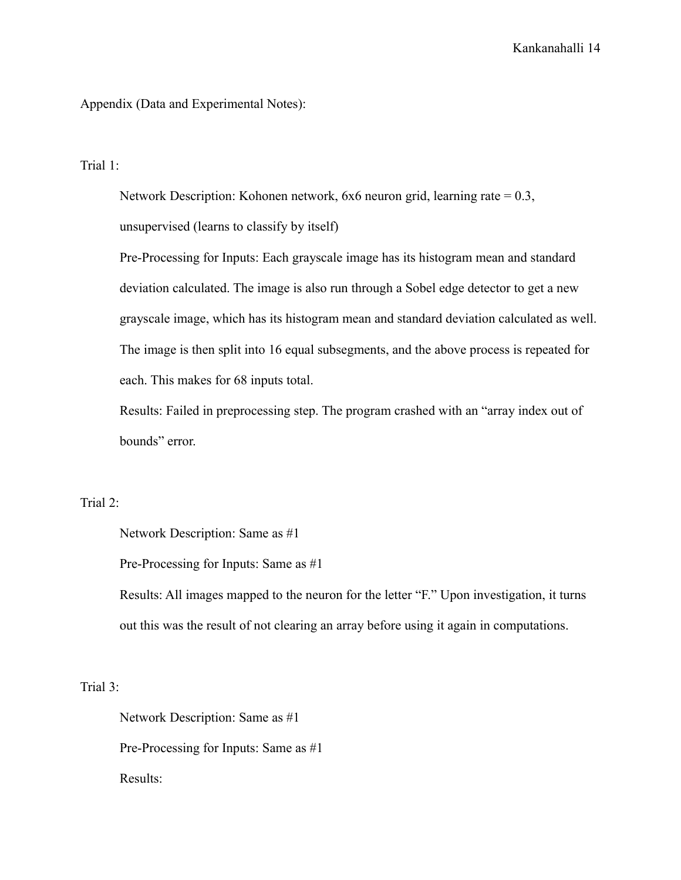Appendix (Data and Experimental Notes):

Trial 1:

Network Description: Kohonen network, 6x6 neuron grid, learning rate = 0.3, unsupervised (learns to classify by itself)

Pre-Processing for Inputs: Each grayscale image has its histogram mean and standard deviation calculated. The image is also run through a Sobel edge detector to get a new grayscale image, which has its histogram mean and standard deviation calculated as well. The image is then split into 16 equal subsegments, and the above process is repeated for each. This makes for 68 inputs total.

Results: Failed in preprocessing step. The program crashed with an "array index out of bounds" error.

Trial 2:

Network Description: Same as #1

Pre-Processing for Inputs: Same as #1

Results: All images mapped to the neuron for the letter "F." Upon investigation, it turns out this was the result of not clearing an array before using it again in computations.

Trial 3:

Network Description: Same as #1

Pre-Processing for Inputs: Same as #1

Results: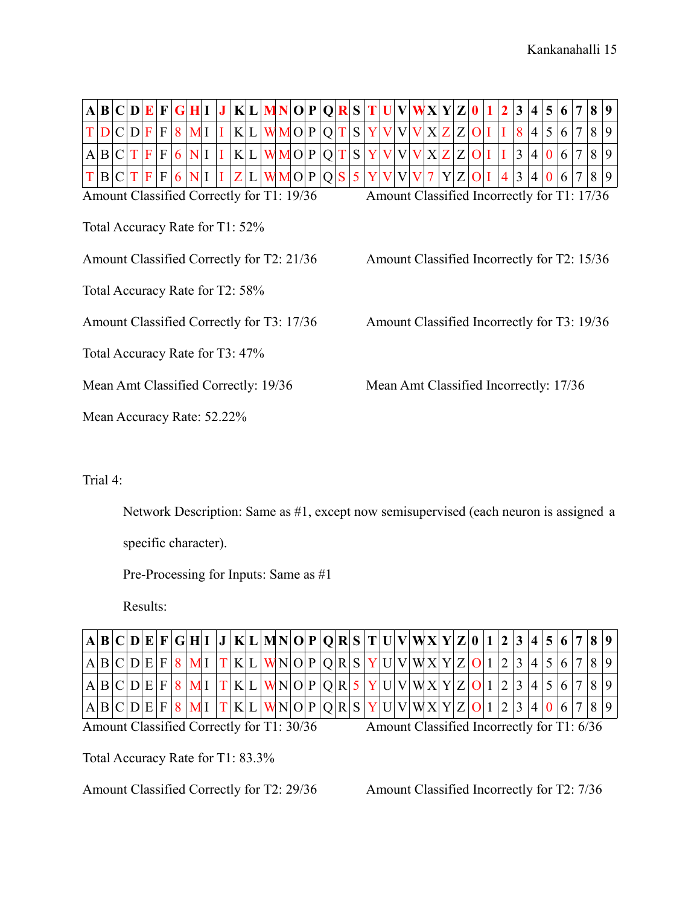| A | B | C | D | E | F | G | H | I | J | K | L | M | N | O | P | Q | R | S | T | U | V | W | X | Y | Z | 0 | 1 | 2 | 3 | 4 | 5 | 6 | 7 | 8 | 9 |
|---|---|---|---|---|---|---|---|---|---|---|---|---|---|---|---|---|---|---|---|---|---|---|---|---|---|---|---|---|---|---|---|---|---|---|---|
| T | D | C | D | F | F | 8 | M | I | I | K | L | W | M | O | P | Q | T | S | Y | V | V | V | X | Z | Z | O | I | I | 8 | 4 | 5 | 6 | 7 | 8 | 9 |
| A | B | C | T | F | F | 6 | N | I | I | K | L | W | M | O | P | Q | T | S | Y | V | V | V | X | Z | Z | O | I | I | 3 | 4 | 0 | 6 | 7 | 8 | 9 |
| T | B | C | T | F | F | 6 | N | I | I | Z | L | W | M | O | P | Q | S | 5 | Y | V | V | V | 7 | Y | Z | O | I | 4 | 3 | 4 | 0 | 6 | 7 | 8 | 9 |

Amount Classified Correctly for T1: 19/36 Amount Classified Incorrectly for T1: 17/36

Total Accuracy Rate for T1: 52%

Amount Classified Correctly for T2: 21/36 Amount Classified Incorrectly for T2: 15/36

Total Accuracy Rate for T2: 58%

Amount Classified Correctly for T3: 17/36 Amount Classified Incorrectly for T3: 19/36

Total Accuracy Rate for T3: 47%

Mean Amt Classified Correctly: 19/36 Mean Amt Classified Incorrectly: 17/36

Mean Accuracy Rate: 52.22%

Trial 4:

Network Description: Same as #1, except now semisupervised (each neuron is assigned a specific character).

Pre-Processing for Inputs: Same as #1

Results:

| A | B | C | D | E | F | G | H | I | J | K | L | M | N | O | P | Q | R | S | T | U | V | W | X | Y | Z | 0 | 1 | 2 | 3 | 4 | 5 | 6 | 7 | 8 | 9 |
|---|---|---|---|---|---|---|---|---|---|---|---|---|---|---|---|---|---|---|---|---|---|---|---|---|---|---|---|---|---|---|---|---|---|---|---|
| A | B | C | D | E | F | 8 | M | I | T | K | L | W | N | O | P | Q | R | S | Y | U | V | W | X | Y | Z | O | 1 | 2 | 3 | 4 | 5 | 6 | 7 | 8 | 9 |
| A | B | C | D | E | F | 8 | M | I | T | K | L | W | N | O | P | Q | R | 5 | Y | U | V | W | X | Y | Z | O | 1 | 2 | 3 | 4 | 5 | 6 | 7 | 8 | 9 |
| A | B | C | D | E | F | 8 | M | I | T | K | L | W | N | O | P | Q | R | S | Y | U | V | W | X | Y | Z | O | 1 | 2 | 3 | 4 | 0 | 6 | 7 | 8 | 9 |

Amount Classified Correctly for T1: 30/36 Amount Classified Incorrectly for T1: 6/36

Total Accuracy Rate for T1: 83.3%

Amount Classified Correctly for T2: 29/36 Amount Classified Incorrectly for T2: 7/36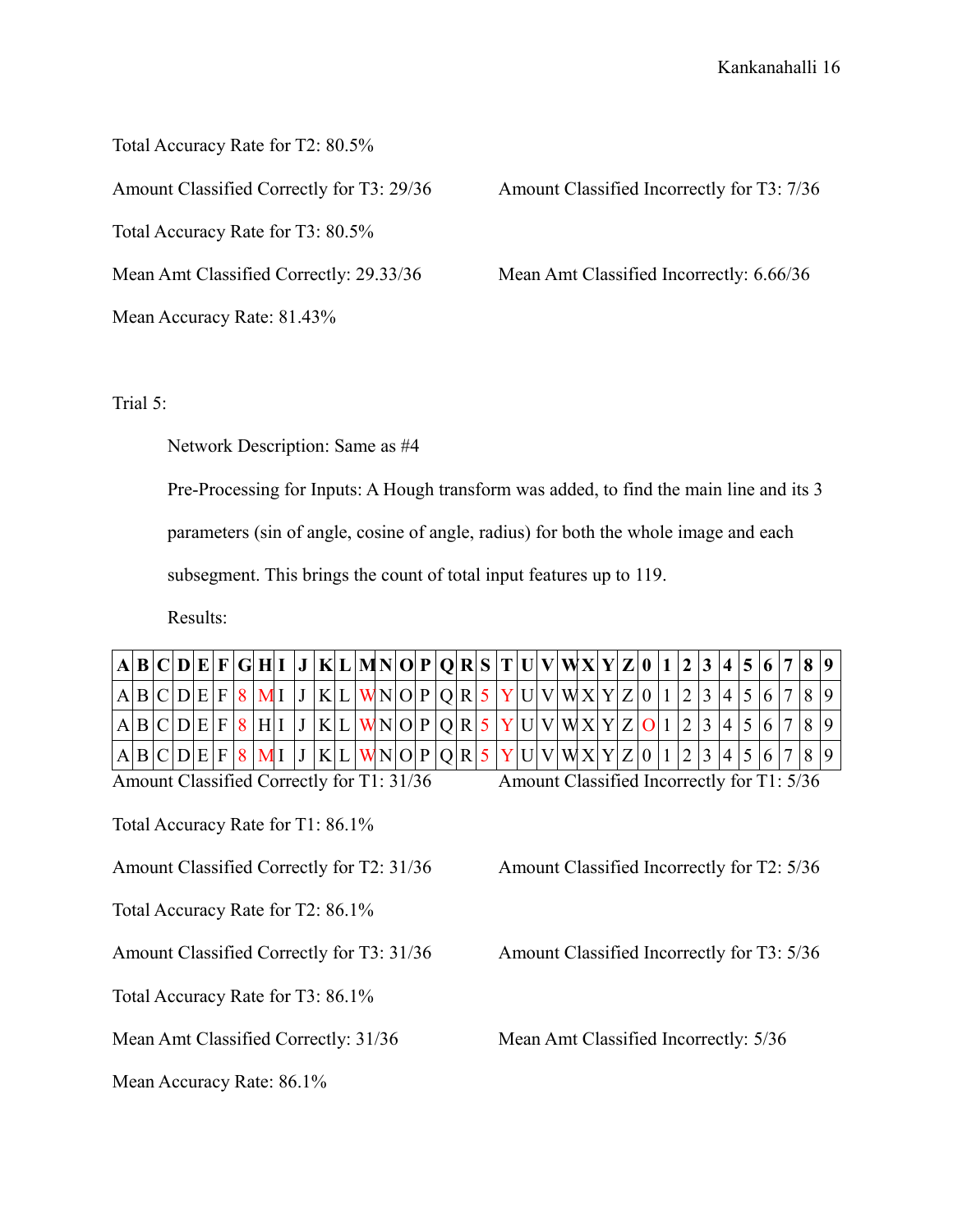Total Accuracy Rate for T2: 80.5%

Amount Classified Correctly for T3: 29/36

Amount Classified Incorrectly for T3: 7/36

Total Accuracy Rate for T3: 80.5%

Mean Amt Classified Correctly: 29.33/36

Mean Amt Classified Incorrectly: 6.66/36

Mean Accuracy Rate: 81.43%

Trial 5:

Network Description: Same as #4

Pre-Processing for Inputs: A Hough transform was added, to find the main line and its 3 parameters (sin of angle, cosine of angle, radius) for both the whole image and each subsegment. This brings the count of total input features up to 119.

Results:

| **A** | **B** | **C** | **D** | **E** | **F** | **G** | **H** | **I** | **J** | **K** | **L** | **M** | **N** | **O** | **P** | **Q** | **R** | **S** | **T** | **U** | **V** | **W** | **X** | **Y** | **Z** | **0** | **1** | **2** | **3** | **4** | **5** | **6** | **7** | **8** | **9** |
|---|---|---|---|---|---|---|---|---|---|---|---|---|---|---|---|---|---|---|---|---|---|---|---|---|---|---|---|---|---|---|---|---|---|---|---|
| A | B | C | D | E | F | 8 | M | I | J | K | L | W | N | O | P | Q | R | 5 | Y | U | V | W | X | Y | Z | 0 | 1 | 2 | 3 | 4 | 5 | 6 | 7 | 8 | 9 |
| A | B | C | D | E | F | 8 | H | I | J | K | L | W | N | O | P | Q | R | 5 | Y | U | V | W | X | Y | Z | O | 1 | 2 | 3 | 4 | 5 | 6 | 7 | 8 | 9 |
| A | B | C | D | E | F | 8 | M | I | J | K | L | W | N | O | P | Q | R | 5 | Y | U | V | W | X | Y | Z | 0 | 1 | 2 | 3 | 4 | 5 | 6 | 7 | 8 | 9 |

Amount Classified Correctly for T1: 31/36

Amount Classified Incorrectly for T1: 5/36

Total Accuracy Rate for T1: 86.1%

Amount Classified Correctly for T2: 31/36

Amount Classified Incorrectly for T2: 5/36

Total Accuracy Rate for T2: 86.1%

Amount Classified Correctly for T3: 31/36

Amount Classified Incorrectly for T3: 5/36

Total Accuracy Rate for T3: 86.1%

Mean Amt Classified Correctly: 31/36

Mean Amt Classified Incorrectly: 5/36

Mean Accuracy Rate: 86.1%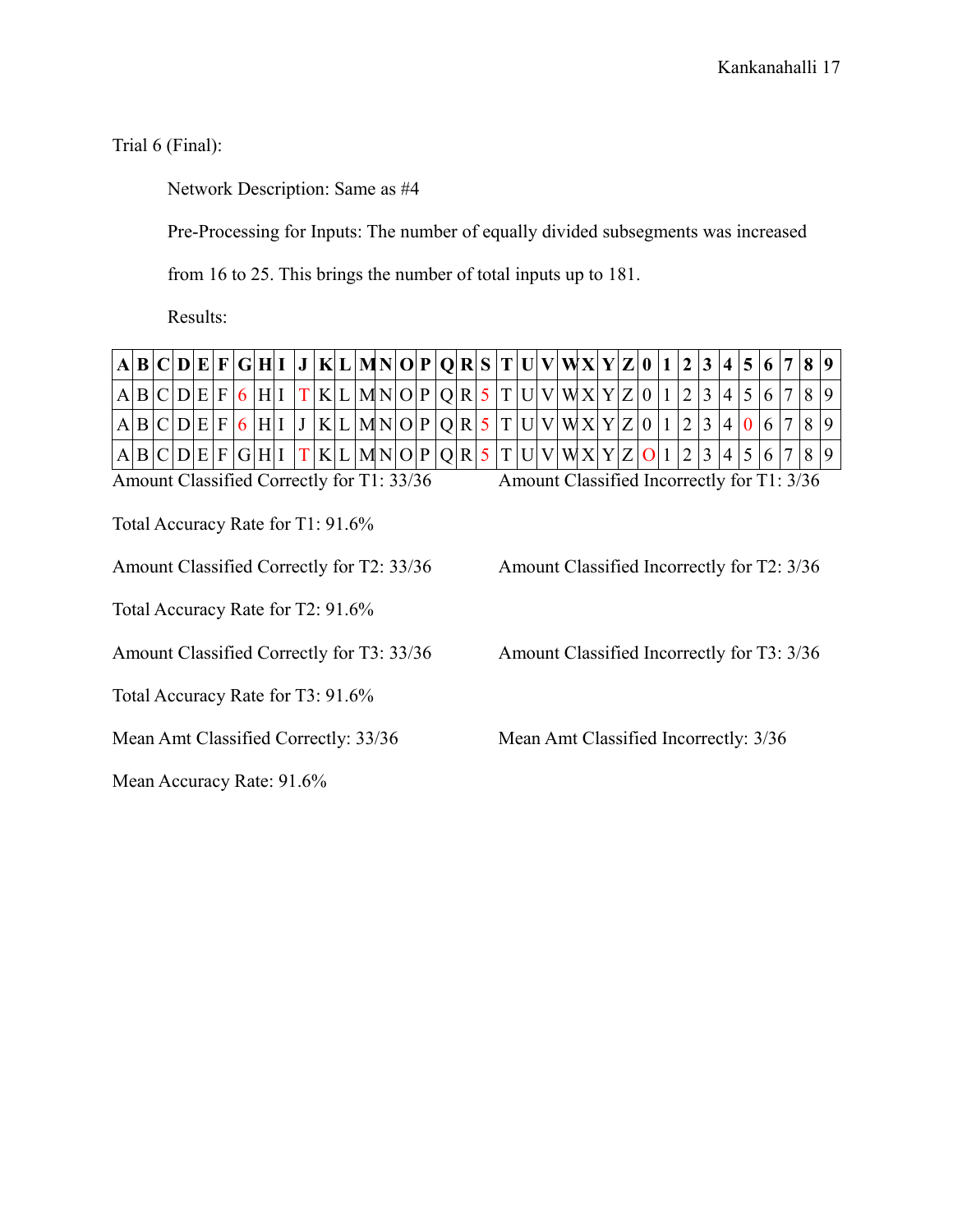Trial 6 (Final):

Network Description: Same as #4

Pre-Processing for Inputs: The number of equally divided subsegments was increased from 16 to 25. This brings the number of total inputs up to 181.

Results:

| A | B | C | D | E | F | G | H | I | J | K | L | M | N | O | P | Q | R | S | T | U | V | W | X | Y | Z | 0 | 1 | 2 | 3 | 4 | 5 | 6 | 7 | 8 | 9 |
|---|---|---|---|---|---|---|---|---|---|---|---|---|---|---|---|---|---|---|---|---|---|---|---|---|---|---|---|---|---|---|---|---|---|---|---|
| A | B | C | D | E | F | 6 | H | I | T | K | L | M | N | O | P | Q | R | 5 | T | U | V | W | X | Y | Z | 0 | 1 | 2 | 3 | 4 | 5 | 6 | 7 | 8 | 9 |
| A | B | C | D | E | F | 6 | H | I | J | K | L | M | N | O | P | Q | R | 5 | T | U | V | W | X | Y | Z | 0 | 1 | 2 | 3 | 4 | 0 | 6 | 7 | 8 | 9 |
| A | B | C | D | E | F | G | H | I | T | K | L | M | N | O | P | Q | R | 5 | T | U | V | W | X | Y | Z | O | 1 | 2 | 3 | 4 | 5 | 6 | 7 | 8 | 9 |

Amount Classified Correctly for T1: 33/36 Amount Classified Incorrectly for T1: 3/36

Total Accuracy Rate for T1: 91.6%

Amount Classified Correctly for T2: 33/36 Amount Classified Incorrectly for T2: 3/36

Total Accuracy Rate for T2: 91.6%

Amount Classified Correctly for T3: 33/36 Amount Classified Incorrectly for T3: 3/36

Total Accuracy Rate for T3: 91.6%

Mean Amt Classified Correctly: 33/36 Mean Amt Classified Incorrectly: 3/36

Mean Accuracy Rate: 91.6%